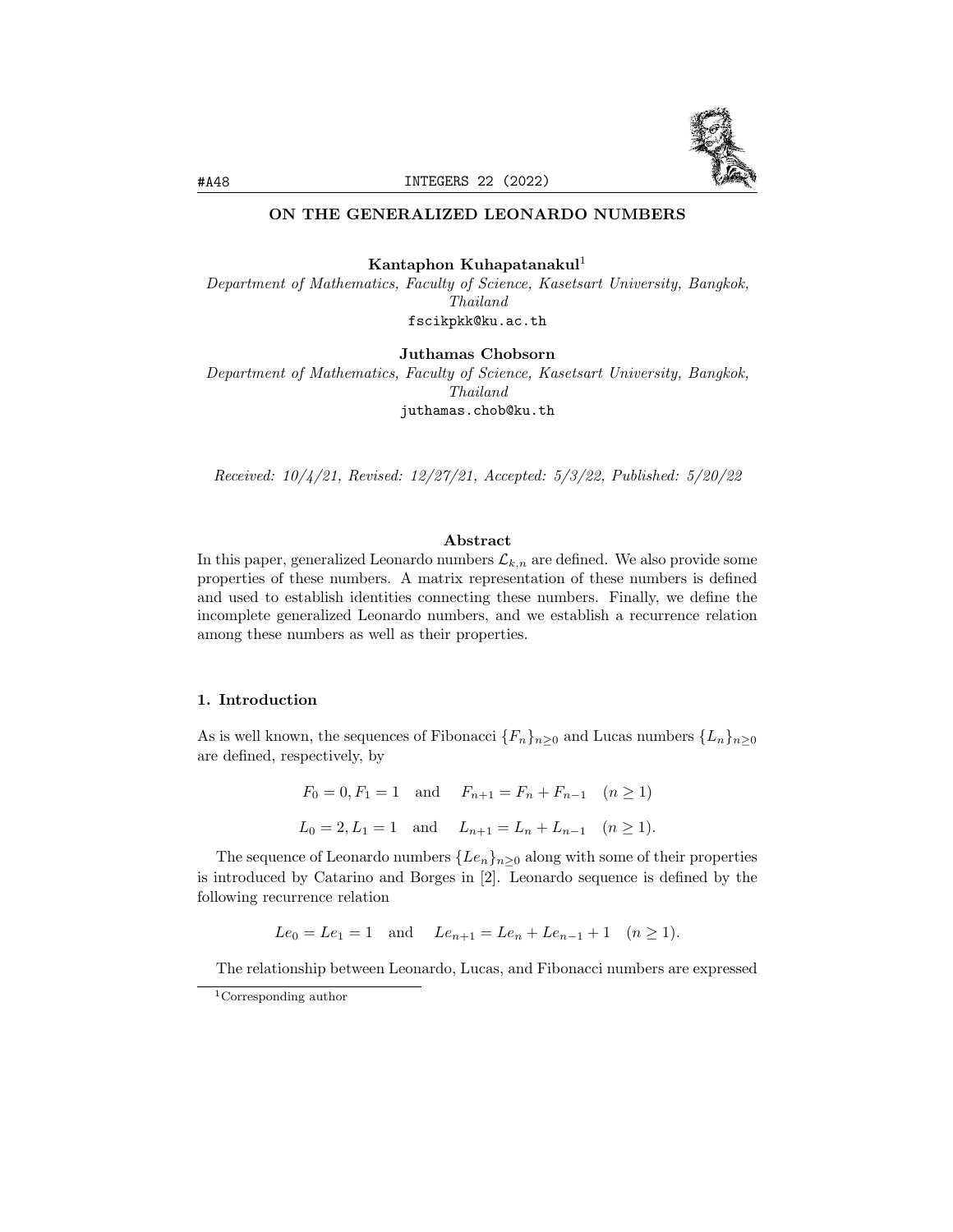# ON THE GENERALIZED LEONARDO NUMBERS

**Kantaphon Kuhapatanakul**[1]
*Department of Mathematics, Faculty of Science, Kasetsart University, Bangkok, Thailand*
fscikpkk@ku.ac.th

**Juthamas Chobsorn**
*Department of Mathematics, Faculty of Science, Kasetsart University, Bangkok, Thailand*
juthamas.chob@ku.th

*Received: 10/4/21, Revised: 12/27/21, Accepted: 5/3/22, Published: 5/20/22*

## Abstract

In this paper, generalized Leonardo numbers $\mathcal{L}_{k,n}$ are defined. We also provide some properties of these numbers. A matrix representation of these numbers is defined and used to establish identities connecting these numbers. Finally, we define the incomplete generalized Leonardo numbers, and we establish a recurrence relation among these numbers as well as their properties.

## 1. Introduction

As is well known, the sequences of Fibonacci $\{F_n\}_{n\geq 0}$ and Lucas numbers $\{L_n\}_{n\geq 0}$ are defined, respectively, by

$$F_0 = 0, F_1 = 1 \quad \text{and} \quad F_{n+1} = F_n + F_{n-1} \quad (n \geq 1)$$

$$L_0 = 2, L_1 = 1 \quad \text{and} \quad L_{n+1} = L_n + L_{n-1} \quad (n \geq 1).$$

The sequence of Leonardo numbers $\{Le_n\}_{n\geq 0}$ along with some of their properties is introduced by Catarino and Borges in [2]. Leonardo sequence is defined by the following recurrence relation

$$Le_0 = Le_1 = 1 \quad \text{and} \quad Le_{n+1} = Le_n + Le_{n-1} + 1 \quad (n \geq 1).$$

The relationship between Leonardo, Lucas, and Fibonacci numbers are expressed

[1] Corresponding author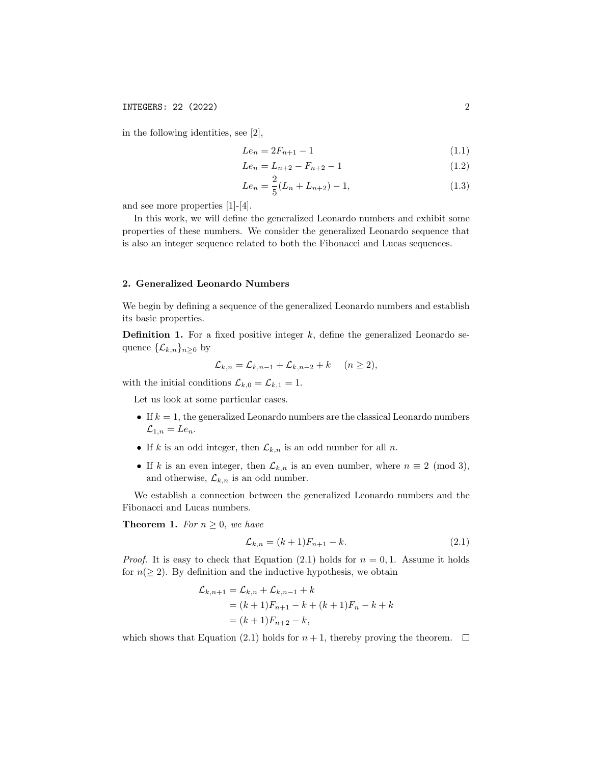in the following identities, see [2],

$$Le_n = 2F_{n+1} - 1 \tag{1.1}$$

$$Le_n = L_{n+2} - F_{n+2} - 1 \tag{1.2}$$

$$Le_n = \frac{2}{5}(L_n + L_{n+2}) - 1, \tag{1.3}$$

and see more properties [1]-[4].

In this work, we will define the generalized Leonardo numbers and exhibit some properties of these numbers. We consider the generalized Leonardo sequence that is also an integer sequence related to both the Fibonacci and Lucas sequences.

## 2. Generalized Leonardo Numbers

We begin by defining a sequence of the generalized Leonardo numbers and establish its basic properties.

**Definition 1.** For a fixed positive integer $k$, define the generalized Leonardo sequence $\{\mathcal{L}_{k,n}\}_{n\geq 0}$ by

$$\mathcal{L}_{k,n} = \mathcal{L}_{k,n-1} + \mathcal{L}_{k,n-2} + k \quad (n \geq 2),$$

with the initial conditions $\mathcal{L}_{k,0} = \mathcal{L}_{k,1} = 1$.

Let us look at some particular cases.

- If $k = 1$, the generalized Leonardo numbers are the classical Leonardo numbers $\mathcal{L}_{1,n} = Le_n$.
- If $k$ is an odd integer, then $\mathcal{L}_{k,n}$ is an odd number for all $n$.
- If $k$ is an even integer, then $\mathcal{L}_{k,n}$ is an even number, where $n \equiv 2 \pmod 3$, and otherwise, $\mathcal{L}_{k,n}$ is an odd number.

We establish a connection between the generalized Leonardo numbers and the Fibonacci and Lucas numbers.

**Theorem 1.** *For $n \geq 0$, we have*

$$\mathcal{L}_{k,n} = (k+1)F_{n+1} - k. \tag{2.1}$$

*Proof.* It is easy to check that Equation (2.1) holds for $n = 0, 1$. Assume it holds for $n (\geq 2)$. By definition and the inductive hypothesis, we obtain

$$\begin{aligned}
\mathcal{L}_{k,n+1} &= \mathcal{L}_{k,n} + \mathcal{L}_{k,n-1} + k \\
&= (k+1)F_{n+1} - k + (k+1)F_n - k + k \\
&= (k+1)F_{n+2} - k,
\end{aligned}$$

which shows that Equation (2.1) holds for $n + 1$, thereby proving the theorem. □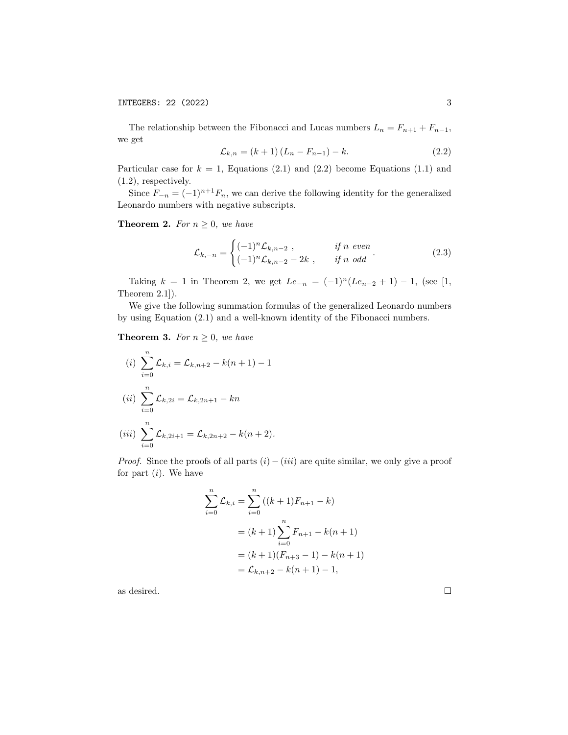The relationship between the Fibonacci and Lucas numbers $L_n = F_{n+1} + F_{n-1}$, we get

$$\mathcal{L}_{k,n} = (k+1)\left(L_n - F_{n-1}\right) - k. \tag{2.2}$$

Particular case for $k = 1$, Equations (2.1) and (2.2) become Equations (1.1) and (1.2), respectively.

Since $F_{-n} = (-1)^{n+1}F_n$, we can derive the following identity for the generalized Leonardo numbers with negative subscripts.

**Theorem 2.** *For $n \geq 0$, we have*

$$\mathcal{L}_{k,-n} = \begin{cases} (-1)^n \mathcal{L}_{k,n-2} \ , & \text{if } n \text{ even} \\ (-1)^n \mathcal{L}_{k,n-2} - 2k \ , & \text{if } n \text{ odd} \end{cases}. \tag{2.3}$$

Taking $k = 1$ in Theorem 2, we get $Le_{-n} = (-1)^n(Le_{n-2} + 1) - 1$, (see [1, Theorem 2.1]).

We give the following summation formulas of the generalized Leonardo numbers by using Equation (2.1) and a well-known identity of the Fibonacci numbers.

**Theorem 3.** *For $n \geq 0$, we have*

$(i)$ $\displaystyle\sum_{i=0}^{n} \mathcal{L}_{k,i} = \mathcal{L}_{k,n+2} - k(n+1) - 1$

$(ii)$ $\displaystyle\sum_{i=0}^{n} \mathcal{L}_{k,2i} = \mathcal{L}_{k,2n+1} - kn$

$(iii)$ $\displaystyle\sum_{i=0}^{n} \mathcal{L}_{k,2i+1} = \mathcal{L}_{k,2n+2} - k(n+2).$

*Proof.* Since the proofs of all parts $(i) - (iii)$ are quite similar, we only give a proof for part $(i)$. We have

$$\begin{aligned}
\sum_{i=0}^{n} \mathcal{L}_{k,i} &= \sum_{i=0}^{n} \left((k+1)F_{n+1} - k\right) \\
&= (k+1)\sum_{i=0}^{n} F_{n+1} - k(n+1) \\
&= (k+1)(F_{n+3} - 1) - k(n+1) \\
&= \mathcal{L}_{k,n+2} - k(n+1) - 1,
\end{aligned}$$

as desired. $\square$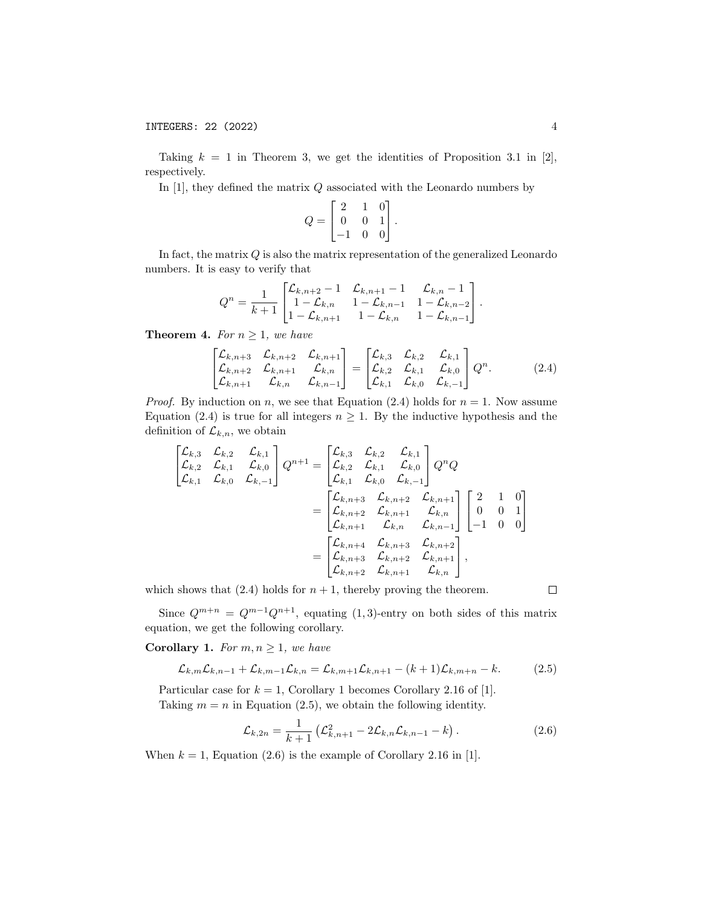Taking $k = 1$ in Theorem 3, we get the identities of Proposition 3.1 in [2], respectively.

In [1], they defined the matrix $Q$ associated with the Leonardo numbers by

$$Q = \begin{bmatrix} 2 & 1 & 0 \\ 0 & 0 & 1 \\ -1 & 0 & 0 \end{bmatrix}.$$

In fact, the matrix $Q$ is also the matrix representation of the generalized Leonardo numbers. It is easy to verify that

$$Q^n = \frac{1}{k+1} \begin{bmatrix} \mathcal{L}_{k,n+2} - 1 & \mathcal{L}_{k,n+1} - 1 & \mathcal{L}_{k,n} - 1 \\ 1 - \mathcal{L}_{k,n} & 1 - \mathcal{L}_{k,n-1} & 1 - \mathcal{L}_{k,n-2} \\ 1 - \mathcal{L}_{k,n+1} & 1 - \mathcal{L}_{k,n} & 1 - \mathcal{L}_{k,n-1} \end{bmatrix}.$$

**Theorem 4.** *For $n \geq 1$, we have*

$$\begin{bmatrix} \mathcal{L}_{k,n+3} & \mathcal{L}_{k,n+2} & \mathcal{L}_{k,n+1} \\ \mathcal{L}_{k,n+2} & \mathcal{L}_{k,n+1} & \mathcal{L}_{k,n} \\ \mathcal{L}_{k,n+1} & \mathcal{L}_{k,n} & \mathcal{L}_{k,n-1} \end{bmatrix} = \begin{bmatrix} \mathcal{L}_{k,3} & \mathcal{L}_{k,2} & \mathcal{L}_{k,1} \\ \mathcal{L}_{k,2} & \mathcal{L}_{k,1} & \mathcal{L}_{k,0} \\ \mathcal{L}_{k,1} & \mathcal{L}_{k,0} & \mathcal{L}_{k,-1} \end{bmatrix} Q^n. \tag{2.4}$$

*Proof.* By induction on $n$, we see that Equation (2.4) holds for $n = 1$. Now assume Equation (2.4) is true for all integers $n \geq 1$. By the inductive hypothesis and the definition of $\mathcal{L}_{k,n}$, we obtain

$$\begin{aligned}
\begin{bmatrix} \mathcal{L}_{k,3} & \mathcal{L}_{k,2} & \mathcal{L}_{k,1} \\ \mathcal{L}_{k,2} & \mathcal{L}_{k,1} & \mathcal{L}_{k,0} \\ \mathcal{L}_{k,1} & \mathcal{L}_{k,0} & \mathcal{L}_{k,-1} \end{bmatrix} Q^{n+1} &= \begin{bmatrix} \mathcal{L}_{k,3} & \mathcal{L}_{k,2} & \mathcal{L}_{k,1} \\ \mathcal{L}_{k,2} & \mathcal{L}_{k,1} & \mathcal{L}_{k,0} \\ \mathcal{L}_{k,1} & \mathcal{L}_{k,0} & \mathcal{L}_{k,-1} \end{bmatrix} Q^n Q \\
&= \begin{bmatrix} \mathcal{L}_{k,n+3} & \mathcal{L}_{k,n+2} & \mathcal{L}_{k,n+1} \\ \mathcal{L}_{k,n+2} & \mathcal{L}_{k,n+1} & \mathcal{L}_{k,n} \\ \mathcal{L}_{k,n+1} & \mathcal{L}_{k,n} & \mathcal{L}_{k,n-1} \end{bmatrix} \begin{bmatrix} 2 & 1 & 0 \\ 0 & 0 & 1 \\ -1 & 0 & 0 \end{bmatrix} \\
&= \begin{bmatrix} \mathcal{L}_{k,n+4} & \mathcal{L}_{k,n+3} & \mathcal{L}_{k,n+2} \\ \mathcal{L}_{k,n+3} & \mathcal{L}_{k,n+2} & \mathcal{L}_{k,n+1} \\ \mathcal{L}_{k,n+2} & \mathcal{L}_{k,n+1} & \mathcal{L}_{k,n} \end{bmatrix},
\end{aligned}$$

which shows that (2.4) holds for $n + 1$, thereby proving the theorem. $\square$

Since $Q^{m+n} = Q^{m-1}Q^{n+1}$, equating $(1, 3)$-entry on both sides of this matrix equation, we get the following corollary.

**Corollary 1.** *For $m, n \geq 1$, we have*

$$\mathcal{L}_{k,m}\mathcal{L}_{k,n-1} + \mathcal{L}_{k,m-1}\mathcal{L}_{k,n} = \mathcal{L}_{k,m+1}\mathcal{L}_{k,n+1} - (k+1)\mathcal{L}_{k,m+n} - k. \tag{2.5}$$

Particular case for $k = 1$, Corollary 1 becomes Corollary 2.16 of [1].

Taking $m = n$ in Equation (2.5), we obtain the following identity.

$$\mathcal{L}_{k,2n} = \frac{1}{k+1} \left( \mathcal{L}_{k,n+1}^2 - 2\mathcal{L}_{k,n}\mathcal{L}_{k,n-1} - k \right). \tag{2.6}$$

When $k = 1$, Equation (2.6) is the example of Corollary 2.16 in [1].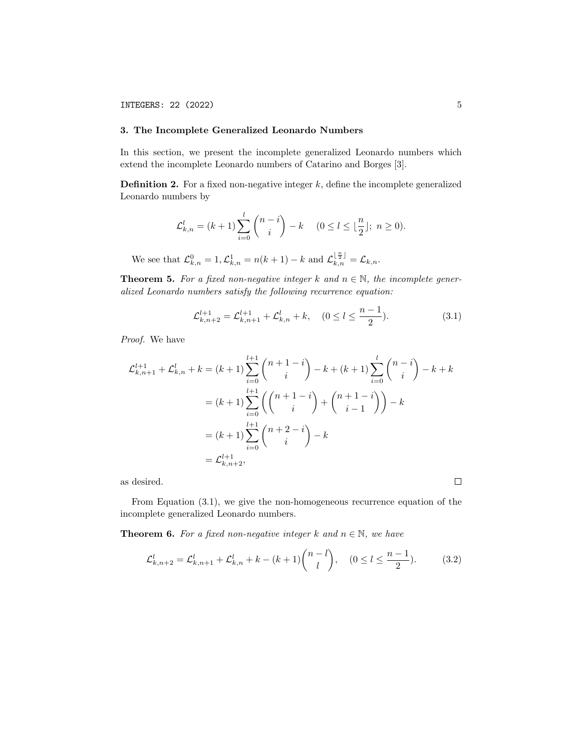## 3. The Incomplete Generalized Leonardo Numbers

In this section, we present the incomplete generalized Leonardo numbers which extend the incomplete Leonardo numbers of Catarino and Borges [3].

**Definition 2.** For a fixed non-negative integer $k$, define the incomplete generalized Leonardo numbers by

$$\mathcal{L}_{k,n}^{l} = (k+1)\sum_{i=0}^{l}\binom{n-i}{i} - k \quad (0 \leq l \leq \lfloor \frac{n}{2} \rfloor;\ n \geq 0).$$

We see that $\mathcal{L}_{k,n}^{0} = 1, \mathcal{L}_{k,n}^{1} = n(k+1) - k$ and $\mathcal{L}_{k,n}^{\lfloor \frac{n}{2} \rfloor} = \mathcal{L}_{k,n}$.

**Theorem 5.** *For a fixed non-negative integer $k$ and $n \in \mathbb{N}$, the incomplete generalized Leonardo numbers satisfy the following recurrence equation:*

$$\mathcal{L}_{k,n+2}^{l+1} = \mathcal{L}_{k,n+1}^{l+1} + \mathcal{L}_{k,n}^{l} + k, \quad (0 \leq l \leq \frac{n-1}{2}). \tag{3.1}$$

*Proof.* We have

$$\begin{aligned}
\mathcal{L}_{k,n+1}^{l+1} + \mathcal{L}_{k,n}^{l} + k &= (k+1)\sum_{i=0}^{l+1}\binom{n+1-i}{i} - k + (k+1)\sum_{i=0}^{l}\binom{n-i}{i} - k + k \\
&= (k+1)\sum_{i=0}^{l+1}\left(\binom{n+1-i}{i} + \binom{n+1-i}{i-1}\right) - k \\
&= (k+1)\sum_{i=0}^{l+1}\binom{n+2-i}{i} - k \\
&= \mathcal{L}_{k,n+2}^{l+1},
\end{aligned}$$

as desired. $\square$

From Equation (3.1), we give the non-homogeneous recurrence equation of the incomplete generalized Leonardo numbers.

**Theorem 6.** *For a fixed non-negative integer $k$ and $n \in \mathbb{N}$, we have*

$$\mathcal{L}_{k,n+2}^{l} = \mathcal{L}_{k,n+1}^{l} + \mathcal{L}_{k,n}^{l} + k - (k+1)\binom{n-l}{l}, \quad (0 \leq l \leq \frac{n-1}{2}). \tag{3.2}$$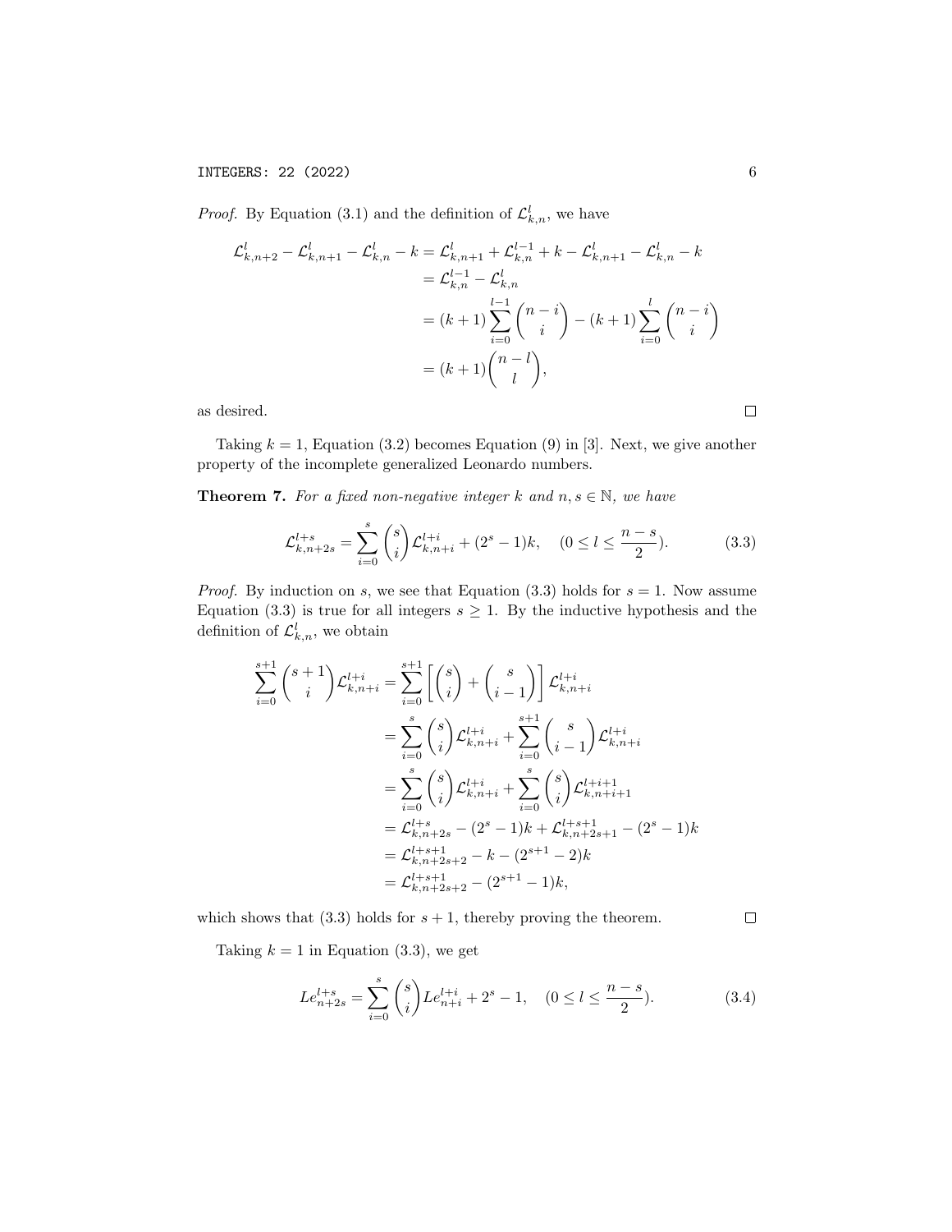*Proof.* By Equation (3.1) and the definition of $\mathcal{L}^{l}_{k,n}$, we have

$$\begin{aligned}
\mathcal{L}^{l}_{k,n+2} - \mathcal{L}^{l}_{k,n+1} - \mathcal{L}^{l}_{k,n} - k &= \mathcal{L}^{l}_{k,n+1} + \mathcal{L}^{l-1}_{k,n} + k - \mathcal{L}^{l}_{k,n+1} - \mathcal{L}^{l}_{k,n} - k \\
&= \mathcal{L}^{l-1}_{k,n} - \mathcal{L}^{l}_{k,n} \\
&= (k+1)\sum_{i=0}^{l-1}\binom{n-i}{i} - (k+1)\sum_{i=0}^{l}\binom{n-i}{i} \\
&= (k+1)\binom{n-l}{l},
\end{aligned}$$

as desired. $\square$

Taking $k = 1$, Equation (3.2) becomes Equation (9) in [3]. Next, we give another property of the incomplete generalized Leonardo numbers.

**Theorem 7.** *For a fixed non-negative integer $k$ and $n, s \in \mathbb{N}$, we have*

$$\mathcal{L}^{l+s}_{k,n+2s} = \sum_{i=0}^{s}\binom{s}{i}\mathcal{L}^{l+i}_{k,n+i} + (2^s - 1)k, \quad (0 \leq l \leq \frac{n-s}{2}). \tag{3.3}$$

*Proof.* By induction on $s$, we see that Equation (3.3) holds for $s = 1$. Now assume Equation (3.3) is true for all integers $s \geq 1$. By the inductive hypothesis and the definition of $\mathcal{L}^{l}_{k,n}$, we obtain

$$\begin{aligned}
\sum_{i=0}^{s+1}\binom{s+1}{i}\mathcal{L}^{l+i}_{k,n+i} &= \sum_{i=0}^{s+1}\left[\binom{s}{i} + \binom{s}{i-1}\right]\mathcal{L}^{l+i}_{k,n+i} \\
&= \sum_{i=0}^{s}\binom{s}{i}\mathcal{L}^{l+i}_{k,n+i} + \sum_{i=0}^{s+1}\binom{s}{i-1}\mathcal{L}^{l+i}_{k,n+i} \\
&= \sum_{i=0}^{s}\binom{s}{i}\mathcal{L}^{l+i}_{k,n+i} + \sum_{i=0}^{s}\binom{s}{i}\mathcal{L}^{l+i+1}_{k,n+i+1} \\
&= \mathcal{L}^{l+s}_{k,n+2s} - (2^s - 1)k + \mathcal{L}^{l+s+1}_{k,n+2s+1} - (2^s - 1)k \\
&= \mathcal{L}^{l+s+1}_{k,n+2s+2} - k - (2^{s+1} - 2)k \\
&= \mathcal{L}^{l+s+1}_{k,n+2s+2} - (2^{s+1} - 1)k,
\end{aligned}$$

which shows that (3.3) holds for $s + 1$, thereby proving the theorem. $\square$

Taking $k = 1$ in Equation (3.3), we get

$$Le^{l+s}_{n+2s} = \sum_{i=0}^{s}\binom{s}{i}Le^{l+i}_{n+i} + 2^s - 1, \quad (0 \leq l \leq \frac{n-s}{2}). \tag{3.4}$$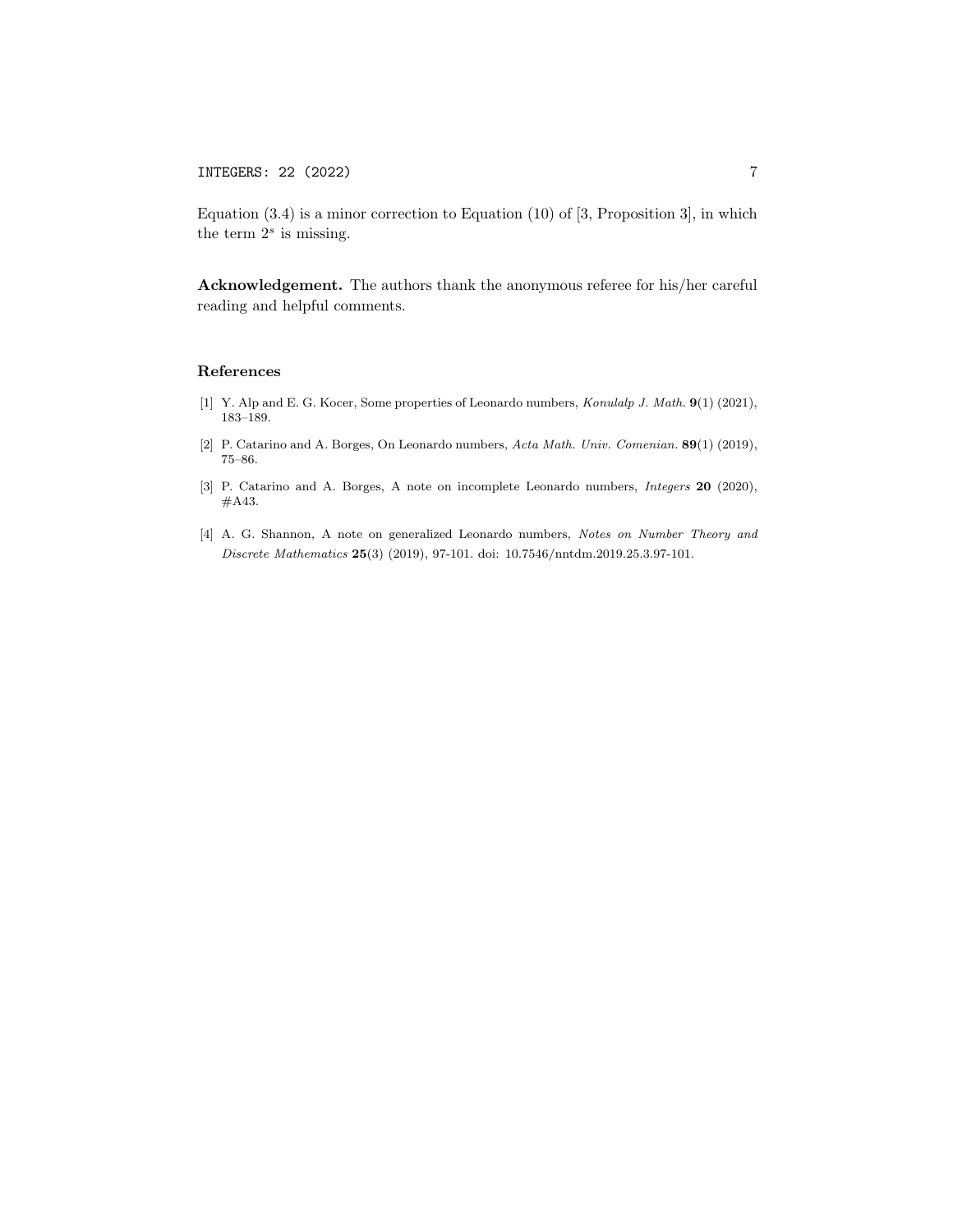Equation (3.4) is a minor correction to Equation (10) of [3, Proposition 3], in which the term $2^s$ is missing.

**Acknowledgement.** The authors thank the anonymous referee for his/her careful reading and helpful comments.

## References

[1] Y. Alp and E. G. Kocer, Some properties of Leonardo numbers, *Konulalp J. Math.* **9**(1) (2021), 183–189.

[2] P. Catarino and A. Borges, On Leonardo numbers, *Acta Math. Univ. Comenian.* **89**(1) (2019), 75–86.

[3] P. Catarino and A. Borges, A note on incomplete Leonardo numbers, *Integers* **20** (2020), #A43.

[4] A. G. Shannon, A note on generalized Leonardo numbers, *Notes on Number Theory and Discrete Mathematics* **25**(3) (2019), 97-101. doi: 10.7546/nntdm.2019.25.3.97-101.